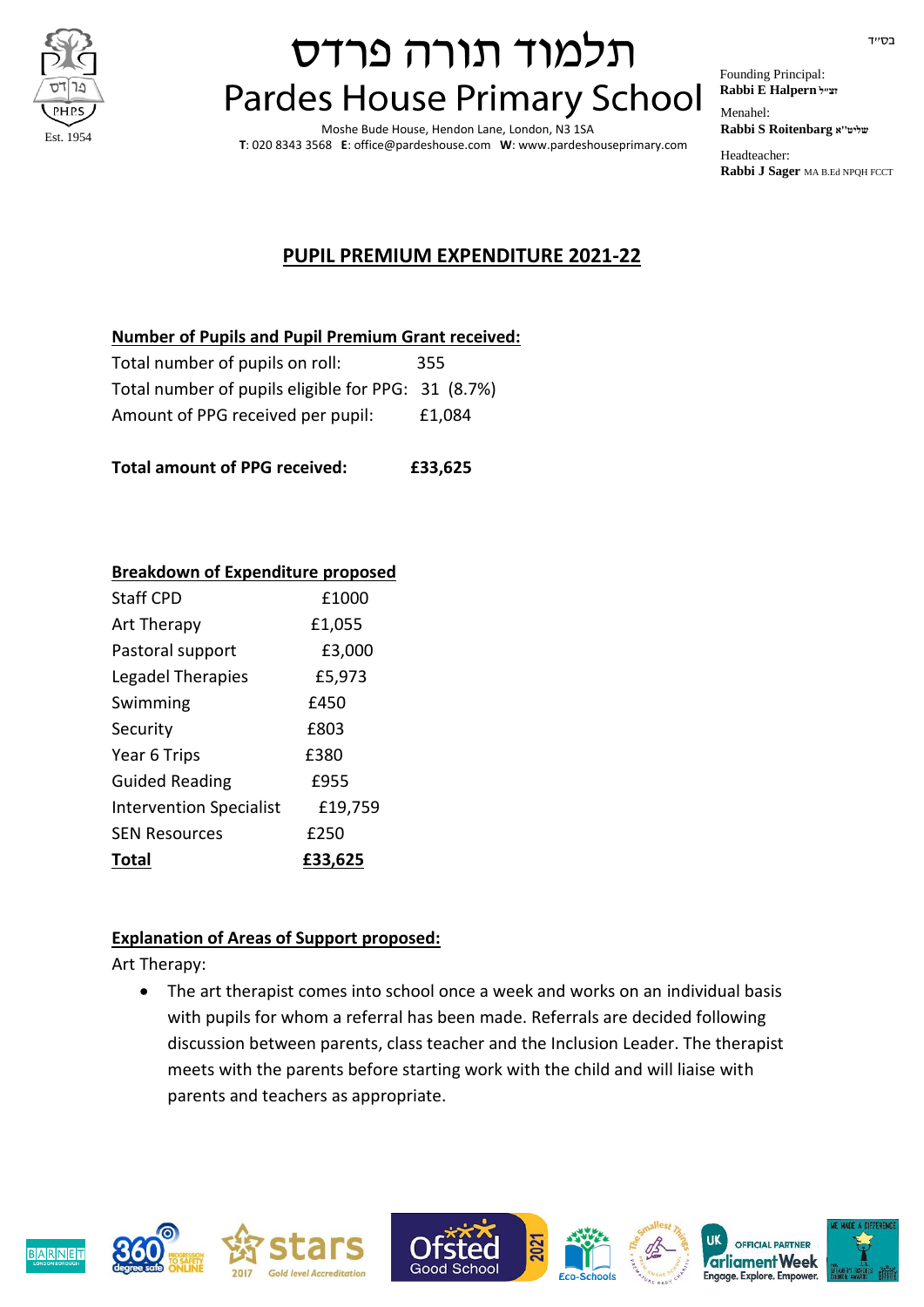בס"ד

# תלמוד תורה פרדס
# Pardes House Primary School

Moshe Bude House, Hendon Lane, London, N3 1SA
**T**: 020 8343 3568 **E**: office@pardeshouse.com **W**: www.pardeshouseprimary.com

Est. 1954

Founding Principal:
**Rabbi E Halpern** זצ"ל

Menahel:
**Rabbi S Roitenbarg** שליט"א

Headteacher:
**Rabbi J Sager** MA B.Ed NPQH FCCT

## PUPIL PREMIUM EXPENDITURE 2021-22

### Number of Pupils and Pupil Premium Grant received:

| | |
|---|---|
| Total number of pupils on roll: | 355 |
| Total number of pupils eligible for PPG: | 31 (8.7%) |
| Amount of PPG received per pupil: | £1,084 |
| **Total amount of PPG received:** | **£33,625** |

### Breakdown of Expenditure proposed

| | |
|---|---|
| Staff CPD | £1000 |
| Art Therapy | £1,055 |
| Pastoral support | £3,000 |
| Legadel Therapies | £5,973 |
| Swimming | £450 |
| Security | £803 |
| Year 6 Trips | £380 |
| Guided Reading | £955 |
| Intervention Specialist | £19,759 |
| SEN Resources | £250 |
| **Total** | **£33,625** |

### Explanation of Areas of Support proposed:

Art Therapy:

- The art therapist comes into school once a week and works on an individual basis with pupils for whom a referral has been made. Referrals are decided following discussion between parents, class teacher and the Inclusion Leader. The therapist meets with the parents before starting work with the child and will liaise with parents and teachers as appropriate.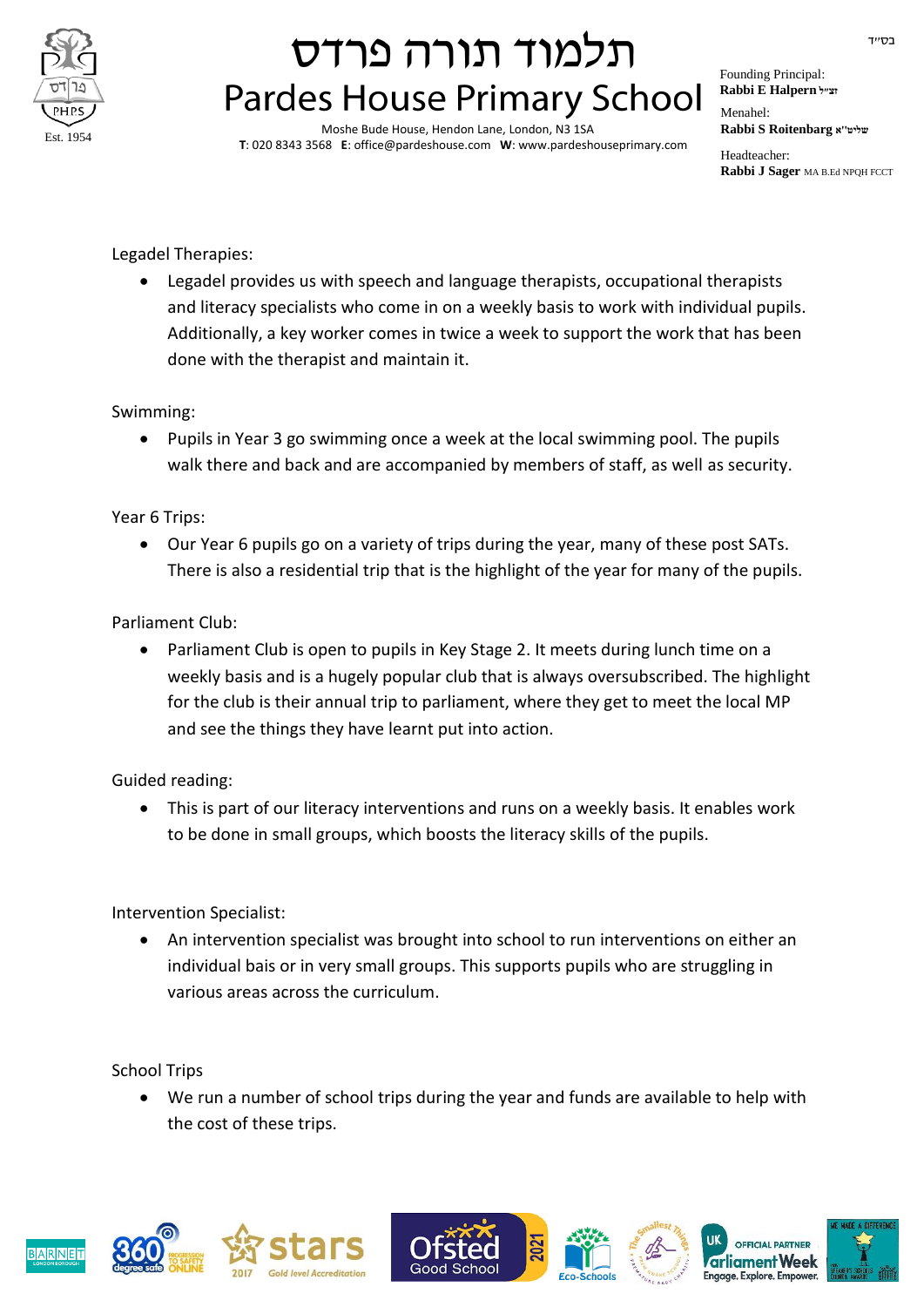Legadel Therapies:

- Legadel provides us with speech and language therapists, occupational therapists and literacy specialists who come in on a weekly basis to work with individual pupils. Additionally, a key worker comes in twice a week to support the work that has been done with the therapist and maintain it.

Swimming:

- Pupils in Year 3 go swimming once a week at the local swimming pool. The pupils walk there and back and are accompanied by members of staff, as well as security.

Year 6 Trips:

- Our Year 6 pupils go on a variety of trips during the year, many of these post SATs. There is also a residential trip that is the highlight of the year for many of the pupils.

Parliament Club:

- Parliament Club is open to pupils in Key Stage 2. It meets during lunch time on a weekly basis and is a hugely popular club that is always oversubscribed. The highlight for the club is their annual trip to parliament, where they get to meet the local MP and see the things they have learnt put into action.

Guided reading:

- This is part of our literacy interventions and runs on a weekly basis. It enables work to be done in small groups, which boosts the literacy skills of the pupils.

Intervention Specialist:

- An intervention specialist was brought into school to run interventions on either an individual bais or in very small groups. This supports pupils who are struggling in various areas across the curriculum.

School Trips

- We run a number of school trips during the year and funds are available to help with the cost of these trips.